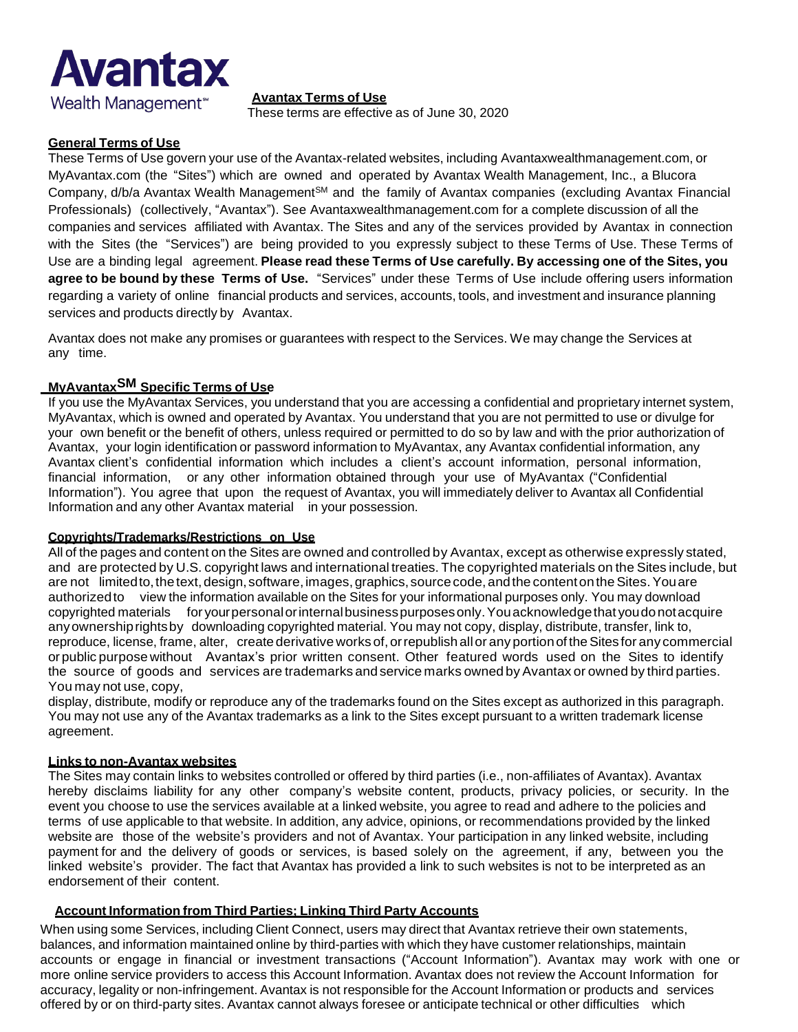**Avantax**
Wealth Management℠

## Avantax Terms of Use

These terms are effective as of June 30, 2020

### General Terms of Use

These Terms of Use govern your use of the Avantax-related websites, including Avantaxwealthmanagement.com, or MyAvantax.com (the "Sites") which are owned and operated by Avantax Wealth Management, Inc., a Blucora Company, d/b/a Avantax Wealth Management℠ and the family of Avantax companies (excluding Avantax Financial Professionals) (collectively, "Avantax"). See Avantaxwealthmanagement.com for a complete discussion of all the companies and services affiliated with Avantax. The Sites and any of the services provided by Avantax in connection with the Sites (the "Services") are being provided to you expressly subject to these Terms of Use. These Terms of Use are a binding legal agreement. **Please read these Terms of Use carefully. By accessing one of the Sites, you agree to be bound by these Terms of Use.** "Services" under these Terms of Use include offering users information regarding a variety of online financial products and services, accounts, tools, and investment and insurance planning services and products directly by Avantax.

Avantax does not make any promises or guarantees with respect to the Services. We may change the Services at any time.

### MyAvantax℠ Specific Terms of Use

If you use the MyAvantax Services, you understand that you are accessing a confidential and proprietary internet system, MyAvantax, which is owned and operated by Avantax. You understand that you are not permitted to use or divulge for your own benefit or the benefit of others, unless required or permitted to do so by law and with the prior authorization of Avantax, your login identification or password information to MyAvantax, any Avantax confidential information, any Avantax client's confidential information which includes a client's account information, personal information, financial information, or any other information obtained through your use of MyAvantax ("Confidential Information"). You agree that upon the request of Avantax, you will immediately deliver to Avantax all Confidential Information and any other Avantax material in your possession.

### Copyrights/Trademarks/Restrictions on Use

All of the pages and content on the Sites are owned and controlled by Avantax, except as otherwise expressly stated, and are protected by U.S. copyright laws and international treaties. The copyrighted materials on the Sites include, but are not limited to, the text, design, software, images, graphics, source code, and the content on the Sites. You are authorized to view the information available on the Sites for your informational purposes only. You may download copyrighted materials for your personal or internal business purposes only. You acknowledge that you do not acquire any ownership rights by downloading copyrighted material. You may not copy, display, distribute, transfer, link to, reproduce, license, frame, alter, create derivative works of, or republish all or any portion of the Sites for any commercial or public purpose without Avantax's prior written consent. Other featured words used on the Sites to identify the source of goods and services are trademarks and service marks owned by Avantax or owned by third parties. You may not use, copy, display, distribute, modify or reproduce any of the trademarks found on the Sites except as authorized in this paragraph. You may not use any of the Avantax trademarks as a link to the Sites except pursuant to a written trademark license agreement.

### Links to non-Avantax websites

The Sites may contain links to websites controlled or offered by third parties (i.e., non-affiliates of Avantax). Avantax hereby disclaims liability for any other company's website content, products, privacy policies, or security. In the event you choose to use the services available at a linked website, you agree to read and adhere to the policies and terms of use applicable to that website. In addition, any advice, opinions, or recommendations provided by the linked website are those of the website's providers and not of Avantax. Your participation in any linked website, including payment for and the delivery of goods or services, is based solely on the agreement, if any, between you the linked website's provider. The fact that Avantax has provided a link to such websites is not to be interpreted as an endorsement of their content.

### Account Information from Third Parties; Linking Third Party Accounts

When using some Services, including Client Connect, users may direct that Avantax retrieve their own statements, balances, and information maintained online by third-parties with which they have customer relationships, maintain accounts or engage in financial or investment transactions ("Account Information"). Avantax may work with one or more online service providers to access this Account Information. Avantax does not review the Account Information for accuracy, legality or non-infringement. Avantax is not responsible for the Account Information or products and services offered by or on third-party sites. Avantax cannot always foresee or anticipate technical or other difficulties which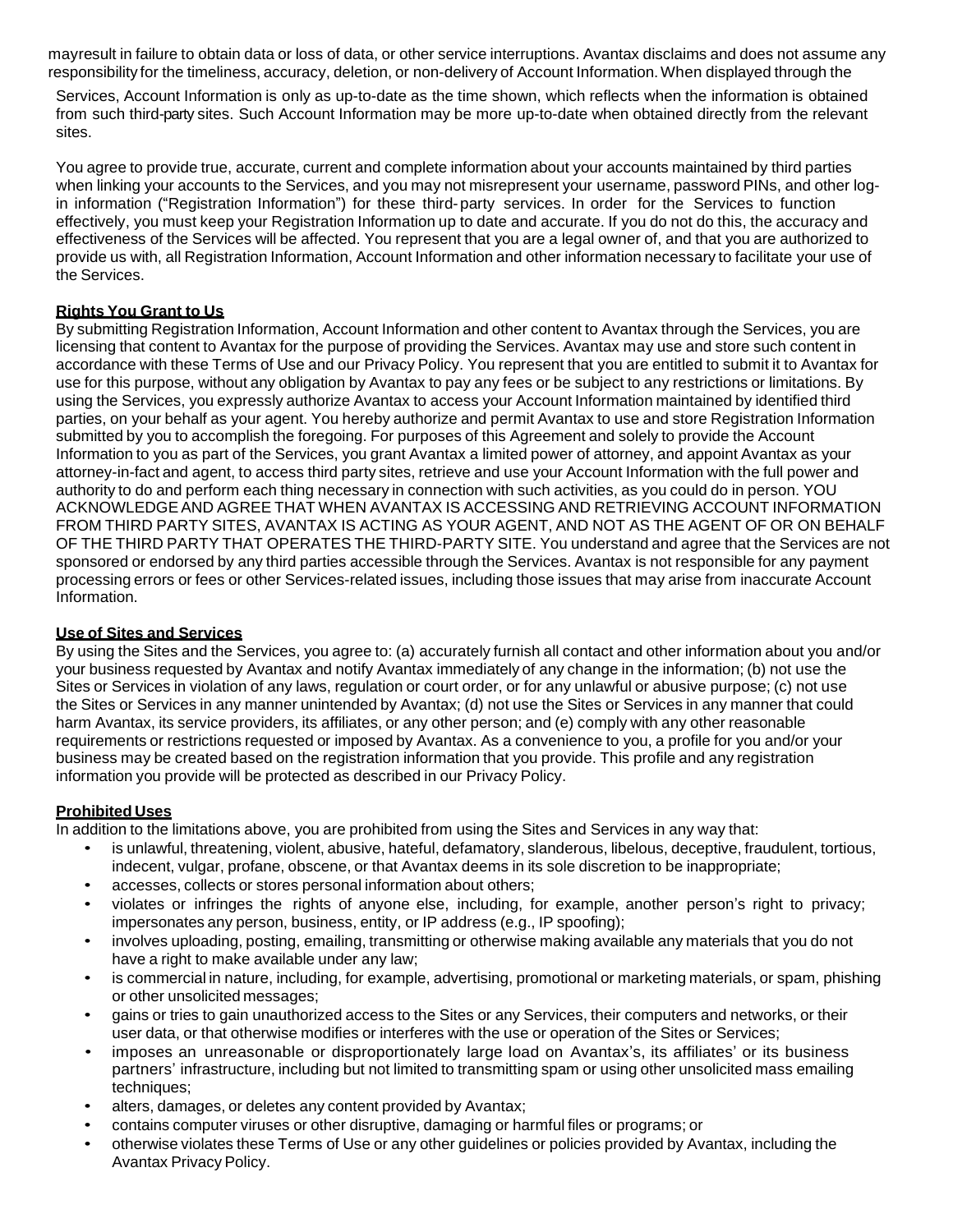mayresult in failure to obtain data or loss of data, or other service interruptions. Avantax disclaims and does not assume any responsibility for the timeliness, accuracy, deletion, or non-delivery of Account Information. When displayed through the Services, Account Information is only as up-to-date as the time shown, which reflects when the information is obtained from such third-party sites. Such Account Information may be more up-to-date when obtained directly from the relevant sites.

You agree to provide true, accurate, current and complete information about your accounts maintained by third parties when linking your accounts to the Services, and you may not misrepresent your username, password PINs, and other log-in information ("Registration Information") for these third- party services. In order for the Services to function effectively, you must keep your Registration Information up to date and accurate. If you do not do this, the accuracy and effectiveness of the Services will be affected. You represent that you are a legal owner of, and that you are authorized to provide us with, all Registration Information, Account Information and other information necessary to facilitate your use of the Services.

**Rights You Grant to Us**

By submitting Registration Information, Account Information and other content to Avantax through the Services, you are licensing that content to Avantax for the purpose of providing the Services. Avantax may use and store such content in accordance with these Terms of Use and our Privacy Policy. You represent that you are entitled to submit it to Avantax for use for this purpose, without any obligation by Avantax to pay any fees or be subject to any restrictions or limitations. By using the Services, you expressly authorize Avantax to access your Account Information maintained by identified third parties, on your behalf as your agent. You hereby authorize and permit Avantax to use and store Registration Information submitted by you to accomplish the foregoing. For purposes of this Agreement and solely to provide the Account Information to you as part of the Services, you grant Avantax a limited power of attorney, and appoint Avantax as your attorney-in-fact and agent, to access third party sites, retrieve and use your Account Information with the full power and authority to do and perform each thing necessary in connection with such activities, as you could do in person. YOU ACKNOWLEDGE AND AGREE THAT WHEN AVANTAX IS ACCESSING AND RETRIEVING ACCOUNT INFORMATION FROM THIRD PARTY SITES, AVANTAX IS ACTING AS YOUR AGENT, AND NOT AS THE AGENT OF OR ON BEHALF OF THE THIRD PARTY THAT OPERATES THE THIRD-PARTY SITE. You understand and agree that the Services are not sponsored or endorsed by any third parties accessible through the Services. Avantax is not responsible for any payment processing errors or fees or other Services-related issues, including those issues that may arise from inaccurate Account Information.

**Use of Sites and Services**

By using the Sites and the Services, you agree to: (a) accurately furnish all contact and other information about you and/or your business requested by Avantax and notify Avantax immediately of any change in the information; (b) not use the Sites or Services in violation of any laws, regulation or court order, or for any unlawful or abusive purpose; (c) not use the Sites or Services in any manner unintended by Avantax; (d) not use the Sites or Services in any manner that could harm Avantax, its service providers, its affiliates, or any other person; and (e) comply with any other reasonable requirements or restrictions requested or imposed by Avantax. As a convenience to you, a profile for you and/or your business may be created based on the registration information that you provide. This profile and any registration information you provide will be protected as described in our Privacy Policy.

**Prohibited Uses**

In addition to the limitations above, you are prohibited from using the Sites and Services in any way that:

- is unlawful, threatening, violent, abusive, hateful, defamatory, slanderous, libelous, deceptive, fraudulent, tortious, indecent, vulgar, profane, obscene, or that Avantax deems in its sole discretion to be inappropriate;
- accesses, collects or stores personal information about others;
- violates or infringes the rights of anyone else, including, for example, another person's right to privacy; impersonates any person, business, entity, or IP address (e.g., IP spoofing);
- involves uploading, posting, emailing, transmitting or otherwise making available any materials that you do not have a right to make available under any law;
- is commercial in nature, including, for example, advertising, promotional or marketing materials, or spam, phishing or other unsolicited messages;
- gains or tries to gain unauthorized access to the Sites or any Services, their computers and networks, or their user data, or that otherwise modifies or interferes with the use or operation of the Sites or Services;
- imposes an unreasonable or disproportionately large load on Avantax's, its affiliates' or its business partners' infrastructure, including but not limited to transmitting spam or using other unsolicited mass emailing techniques;
- alters, damages, or deletes any content provided by Avantax;
- contains computer viruses or other disruptive, damaging or harmful files or programs; or
- otherwise violates these Terms of Use or any other guidelines or policies provided by Avantax, including the Avantax Privacy Policy.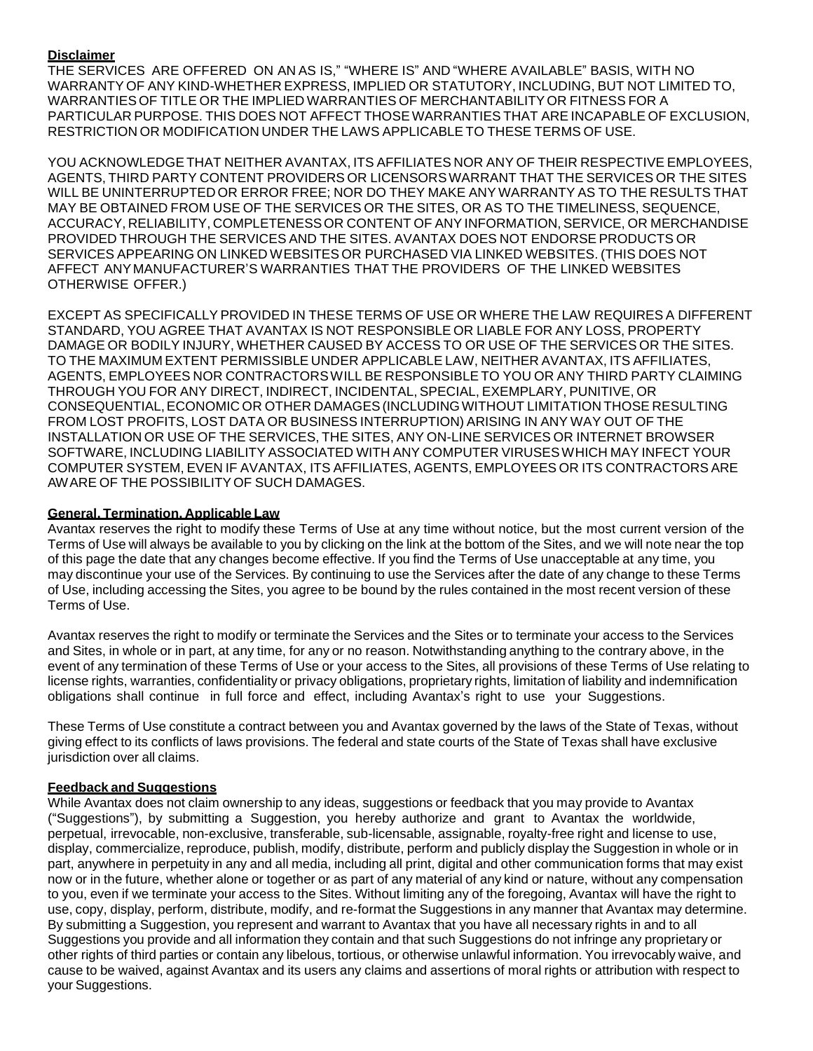**Disclaimer**

THE SERVICES ARE OFFERED ON AN AS IS," "WHERE IS" AND "WHERE AVAILABLE" BASIS, WITH NO WARRANTY OF ANY KIND-WHETHER EXPRESS, IMPLIED OR STATUTORY, INCLUDING, BUT NOT LIMITED TO, WARRANTIES OF TITLE OR THE IMPLIED WARRANTIES OF MERCHANTABILITY OR FITNESS FOR A PARTICULAR PURPOSE. THIS DOES NOT AFFECT THOSE WARRANTIES THAT ARE INCAPABLE OF EXCLUSION, RESTRICTION OR MODIFICATION UNDER THE LAWS APPLICABLE TO THESE TERMS OF USE.

YOU ACKNOWLEDGE THAT NEITHER AVANTAX, ITS AFFILIATES NOR ANY OF THEIR RESPECTIVE EMPLOYEES, AGENTS, THIRD PARTY CONTENT PROVIDERS OR LICENSORS WARRANT THAT THE SERVICES OR THE SITES WILL BE UNINTERRUPTED OR ERROR FREE; NOR DO THEY MAKE ANY WARRANTY AS TO THE RESULTS THAT MAY BE OBTAINED FROM USE OF THE SERVICES OR THE SITES, OR AS TO THE TIMELINESS, SEQUENCE, ACCURACY, RELIABILITY, COMPLETENESS OR CONTENT OF ANY INFORMATION, SERVICE, OR MERCHANDISE PROVIDED THROUGH THE SERVICES AND THE SITES. AVANTAX DOES NOT ENDORSE PRODUCTS OR SERVICES APPEARING ON LINKED WEBSITES OR PURCHASED VIA LINKED WEBSITES. (THIS DOES NOT AFFECT ANY MANUFACTURER'S WARRANTIES THAT THE PROVIDERS OF THE LINKED WEBSITES OTHERWISE OFFER.)

EXCEPT AS SPECIFICALLY PROVIDED IN THESE TERMS OF USE OR WHERE THE LAW REQUIRES A DIFFERENT STANDARD, YOU AGREE THAT AVANTAX IS NOT RESPONSIBLE OR LIABLE FOR ANY LOSS, PROPERTY DAMAGE OR BODILY INJURY, WHETHER CAUSED BY ACCESS TO OR USE OF THE SERVICES OR THE SITES. TO THE MAXIMUM EXTENT PERMISSIBLE UNDER APPLICABLE LAW, NEITHER AVANTAX, ITS AFFILIATES, AGENTS, EMPLOYEES NOR CONTRACTORS WILL BE RESPONSIBLE TO YOU OR ANY THIRD PARTY CLAIMING THROUGH YOU FOR ANY DIRECT, INDIRECT, INCIDENTAL, SPECIAL, EXEMPLARY, PUNITIVE, OR CONSEQUENTIAL, ECONOMIC OR OTHER DAMAGES (INCLUDING WITHOUT LIMITATION THOSE RESULTING FROM LOST PROFITS, LOST DATA OR BUSINESS INTERRUPTION) ARISING IN ANY WAY OUT OF THE INSTALLATION OR USE OF THE SERVICES, THE SITES, ANY ON-LINE SERVICES OR INTERNET BROWSER SOFTWARE, INCLUDING LIABILITY ASSOCIATED WITH ANY COMPUTER VIRUSES WHICH MAY INFECT YOUR COMPUTER SYSTEM, EVEN IF AVANTAX, ITS AFFILIATES, AGENTS, EMPLOYEES OR ITS CONTRACTORS ARE AWARE OF THE POSSIBILITY OF SUCH DAMAGES.

**General, Termination, Applicable Law**

Avantax reserves the right to modify these Terms of Use at any time without notice, but the most current version of the Terms of Use will always be available to you by clicking on the link at the bottom of the Sites, and we will note near the top of this page the date that any changes become effective. If you find the Terms of Use unacceptable at any time, you may discontinue your use of the Services. By continuing to use the Services after the date of any change to these Terms of Use, including accessing the Sites, you agree to be bound by the rules contained in the most recent version of these Terms of Use.

Avantax reserves the right to modify or terminate the Services and the Sites or to terminate your access to the Services and Sites, in whole or in part, at any time, for any or no reason. Notwithstanding anything to the contrary above, in the event of any termination of these Terms of Use or your access to the Sites, all provisions of these Terms of Use relating to license rights, warranties, confidentiality or privacy obligations, proprietary rights, limitation of liability and indemnification obligations shall continue in full force and effect, including Avantax's right to use your Suggestions.

These Terms of Use constitute a contract between you and Avantax governed by the laws of the State of Texas, without giving effect to its conflicts of laws provisions. The federal and state courts of the State of Texas shall have exclusive jurisdiction over all claims.

**Feedback and Suggestions**

While Avantax does not claim ownership to any ideas, suggestions or feedback that you may provide to Avantax ("Suggestions"), by submitting a Suggestion, you hereby authorize and grant to Avantax the worldwide, perpetual, irrevocable, non-exclusive, transferable, sub-licensable, assignable, royalty-free right and license to use, display, commercialize, reproduce, publish, modify, distribute, perform and publicly display the Suggestion in whole or in part, anywhere in perpetuity in any and all media, including all print, digital and other communication forms that may exist now or in the future, whether alone or together or as part of any material of any kind or nature, without any compensation to you, even if we terminate your access to the Sites. Without limiting any of the foregoing, Avantax will have the right to use, copy, display, perform, distribute, modify, and re-format the Suggestions in any manner that Avantax may determine. By submitting a Suggestion, you represent and warrant to Avantax that you have all necessary rights in and to all Suggestions you provide and all information they contain and that such Suggestions do not infringe any proprietary or other rights of third parties or contain any libelous, tortious, or otherwise unlawful information. You irrevocably waive, and cause to be waived, against Avantax and its users any claims and assertions of moral rights or attribution with respect to your Suggestions.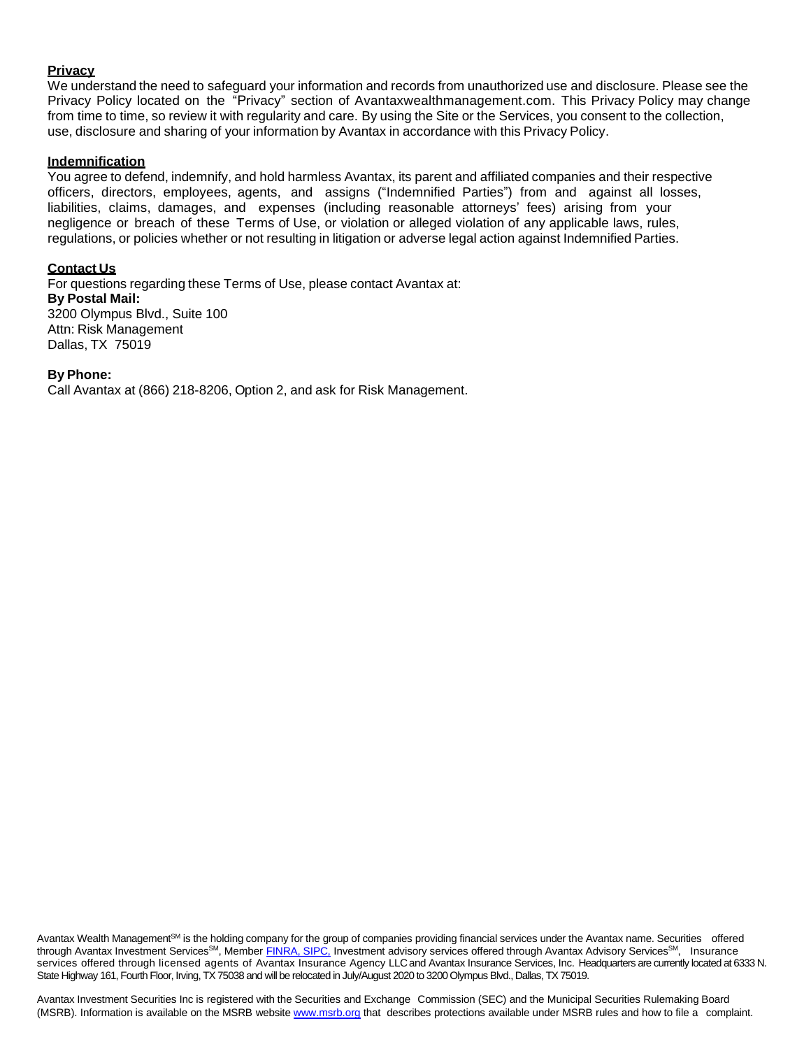**Privacy**

We understand the need to safeguard your information and records from unauthorized use and disclosure. Please see the Privacy Policy located on the "Privacy" section of Avantaxwealthmanagement.com. This Privacy Policy may change from time to time, so review it with regularity and care. By using the Site or the Services, you consent to the collection, use, disclosure and sharing of your information by Avantax in accordance with this Privacy Policy.

**Indemnification**

You agree to defend, indemnify, and hold harmless Avantax, its parent and affiliated companies and their respective officers, directors, employees, agents, and assigns ("Indemnified Parties") from and against all losses, liabilities, claims, damages, and expenses (including reasonable attorneys' fees) arising from your negligence or breach of these Terms of Use, or violation or alleged violation of any applicable laws, rules, regulations, or policies whether or not resulting in litigation or adverse legal action against Indemnified Parties.

**Contact Us**

For questions regarding these Terms of Use, please contact Avantax at:

**By Postal Mail:**
3200 Olympus Blvd., Suite 100
Attn: Risk Management
Dallas, TX 75019

**By Phone:**
Call Avantax at (866) 218-8206, Option 2, and ask for Risk Management.

Avantax Wealth Management[SM] is the holding company for the group of companies providing financial services under the Avantax name. Securities offered through Avantax Investment Services[SM], Member FINRA, SIPC, Investment advisory services offered through Avantax Advisory Services[SM], Insurance services offered through licensed agents of Avantax Insurance Agency LLC and Avantax Insurance Services, Inc. Headquarters are currently located at 6333 N. State Highway 161, Fourth Floor, Irving, TX 75038 and will be relocated in July/August 2020 to 3200 Olympus Blvd., Dallas, TX 75019.

Avantax Investment Securities Inc is registered with the Securities and Exchange Commission (SEC) and the Municipal Securities Rulemaking Board (MSRB). Information is available on the MSRB website www.msrb.org that describes protections available under MSRB rules and how to file a complaint.